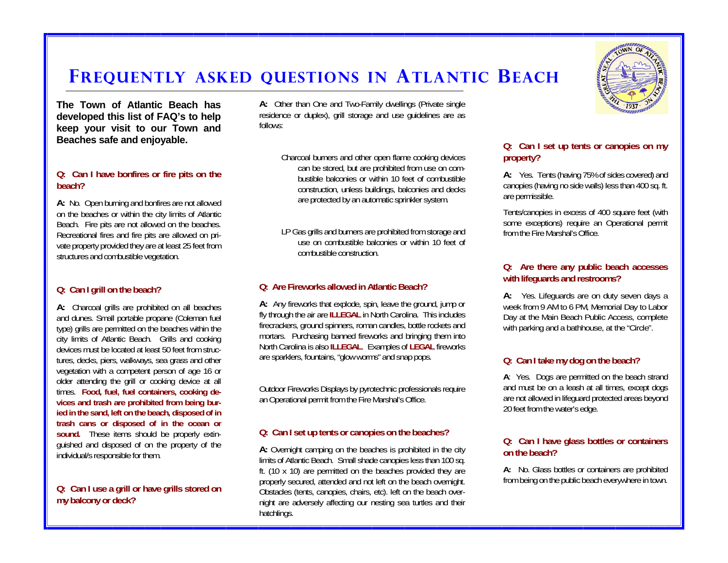# Frequently asked questions in Atlantic Beach

**The Town of Atlantic Beach has developed this list of FAQ's to help keep your visit to our Town and Beaches safe and enjoyable.**

### Q: Can I have bonfires or fire pits on the beach?

**A:** No. Open burning and bonfires are not allowed on the beaches or within the city limits of Atlantic Beach. Fire pits are not allowed on the beaches. Recreational fires and fire pits are allowed on private property provided they are at least 25 feet from structures and combustible vegetation.

### Q: Can I grill on the beach?

**A:** Charcoal grills are prohibited on all beaches and dunes. Small portable propane (Coleman fuel type) grills are permitted on the beaches within the city limits of Atlantic Beach. Grills and cooking devices must be located at least 50 feet from structures, decks, piers, walkways, sea grass and other vegetation with a competent person of age 16 or older attending the grill or cooking device at all times. **Food, fuel, fuel containers, cooking devices and trash are prohibited from being buried in the sand, left on the beach, disposed of in trash cans or disposed of in the ocean or sound.** These items should be properly extinguished and disposed of on the property of the individual/s responsible for them.

### Q: Can I use a grill or have grills stored on my balcony or deck?

**A:** Other than One and Two-Family dwellings (Private single residence or duplex), grill storage and use guidelines are as follows:

Charcoal burners and other open flame cooking devices can be stored, but are prohibited from use on combustible balconies or within 10 feet of combustible construction, unless buildings, balconies and decks are protected by an automatic sprinkler system.

LP Gas grills and burners are prohibited from storage and use on combustible balconies or within 10 feet of combustible construction.

### Q: Are Fireworks allowed in Atlantic Beach?

**A:** Any fireworks that explode, spin, leave the ground, jump or fly through the air are **ILLEGAL** in North Carolina. This includes firecrackers, ground spinners, roman candles, bottle rockets and mortars. Purchasing banned fireworks and bringing them into North Carolina is also **ILLEGAL**. Examples of **LEGAL** fireworks are sparklers, fountains, "glow worms" and snap pops.

Outdoor Fireworks Displays by pyrotechnic professionals require an Operational permit from the Fire Marshal's Office.

### Q: Can I set up tents or canopies on the beaches?

**A:** Overnight camping on the beaches is prohibited in the city limits of Atlantic Beach. Small shade canopies less than 100 sq. ft. (10 x 10) are permitted on the beaches provided they are properly secured, attended and not left on the beach overnight. Obstacles (tents, canopies, chairs, etc). left on the beach overnight are adversely affecting our nesting sea turtles and their hatchlings.

### Q: Can I set up tents or canopies on my property?

**A:** Yes. Tents (having 75% of sides covered) and canopies (having no side walls) less than 400 sq. ft. are permissible.

Tents/canopies in excess of 400 square feet (with some exceptions) require an Operational permit from the Fire Marshal's Office.

### Q: Are there any public beach accesses with lifeguards and restrooms?

**A:** Yes. Lifeguards are on duty seven days a week from 9 AM to 6 PM, Memorial Day to Labor Day at the Main Beach Public Access, complete with parking and a bathhouse, at the "Circle".

### Q: Can I take my dog on the beach?

**A**: Yes. Dogs are permitted on the beach strand and must be on a leash at all times, except dogs are not allowed in lifeguard protected areas beyond 20 feet from the water's edge.

### Q: Can I have glass bottles or containers on the beach?

**A:** No. Glass bottles or containers are prohibited from being on the public beach everywhere in town.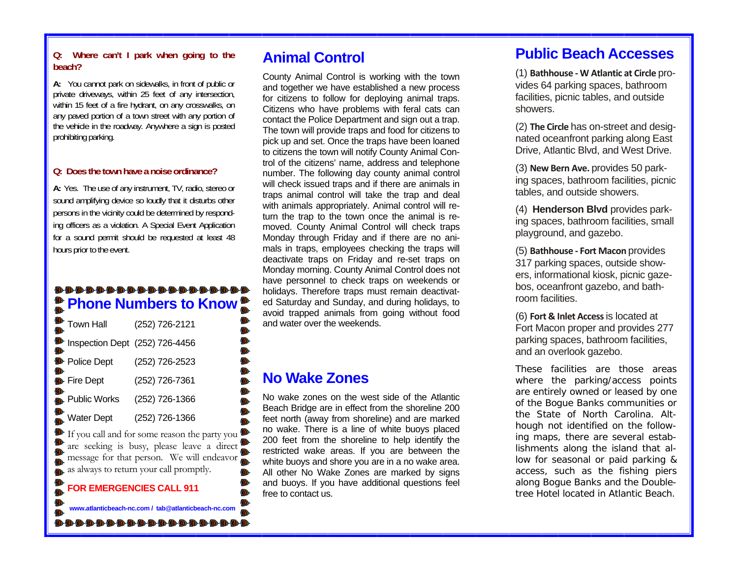**Q: Where can't I park when going to the beach?**

**A:** You cannot park on sidewalks, in front of public or private driveways, within 25 feet of any intersection, within 15 feet of a fire hydrant, on any crosswalks, on any paved portion of a town street with any portion of the vehicle in the roadway. Anywhere a sign is posted prohibiting parking.

**Q: Does the town have a noise ordinance?**

**A:** Yes. The use of any instrument, TV, radio, stereo or sound amplifying device so loudly that it disturbs other persons in the vicinity could be determined by responding officers as a violation. A Special Event Application for a sound permit should be requested at least 48 hours prior to the event.

## Phone Numbers to Know

| | |
|---|---|
| Town Hall | (252) 726-2121 |
| Inspection Dept | (252) 726-4456 |
| Police Dept | (252) 726-2523 |
| Fire Dept | (252) 726-7361 |
| Public Works | (252) 726-1366 |
| Water Dept | (252) 726-1366 |

If you call and for some reason the party you are seeking is busy, please leave a direct message for that person. We will endeavor as always to return your call promptly.

**FOR EMERGENCIES CALL 911**

**www.atlanticbeach-nc.com / tab@atlanticbeach-nc.com**

## Animal Control

County Animal Control is working with the town and together we have established a new process for citizens to follow for deploying animal traps. Citizens who have problems with feral cats can contact the Police Department and sign out a trap. The town will provide traps and food for citizens to pick up and set. Once the traps have been loaned to citizens the town will notify County Animal Control of the citizens' name, address and telephone number. The following day county animal control will check issued traps and if there are animals in traps animal control will take the trap and deal with animals appropriately. Animal control will return the trap to the town once the animal is removed. County Animal Control will check traps Monday through Friday and if there are no animals in traps, employees checking the traps will deactivate traps on Friday and re-set traps on Monday morning. County Animal Control does not have personnel to check traps on weekends or holidays. Therefore traps must remain deactivated Saturday and Sunday, and during holidays, to avoid trapped animals from going without food and water over the weekends.

## No Wake Zones

No wake zones on the west side of the Atlantic Beach Bridge are in effect from the shoreline 200 feet north (away from shoreline) and are marked no wake. There is a line of white buoys placed 200 feet from the shoreline to help identify the restricted wake areas. If you are between the white buoys and shore you are in a no wake area. All other No Wake Zones are marked by signs and buoys. If you have additional questions feel free to contact us.

## Public Beach Accesses

(1) **Bathhouse - W Atlantic at Circle** provides 64 parking spaces, bathroom facilities, picnic tables, and outside showers.

(2) **The Circle** has on-street and designated oceanfront parking along East Drive, Atlantic Blvd, and West Drive.

(3) **New Bern Ave.** provides 50 parking spaces, bathroom facilities, picnic tables, and outside showers.

(4) **Henderson Blvd** provides parking spaces, bathroom facilities, small playground, and gazebo.

(5) **Bathhouse - Fort Macon** provides 317 parking spaces, outside showers, informational kiosk, picnic gazebos, oceanfront gazebo, and bathroom facilities.

(6) **Fort & Inlet Access** is located at Fort Macon proper and provides 277 parking spaces, bathroom facilities, and an overlook gazebo.

These facilities are those areas where the parking/access points are entirely owned or leased by one of the Bogue Banks communities or the State of North Carolina. Although not identified on the following maps, there are several establishments along the island that allow for seasonal or paid parking & access, such as the fishing piers along Bogue Banks and the Doubletree Hotel located in Atlantic Beach.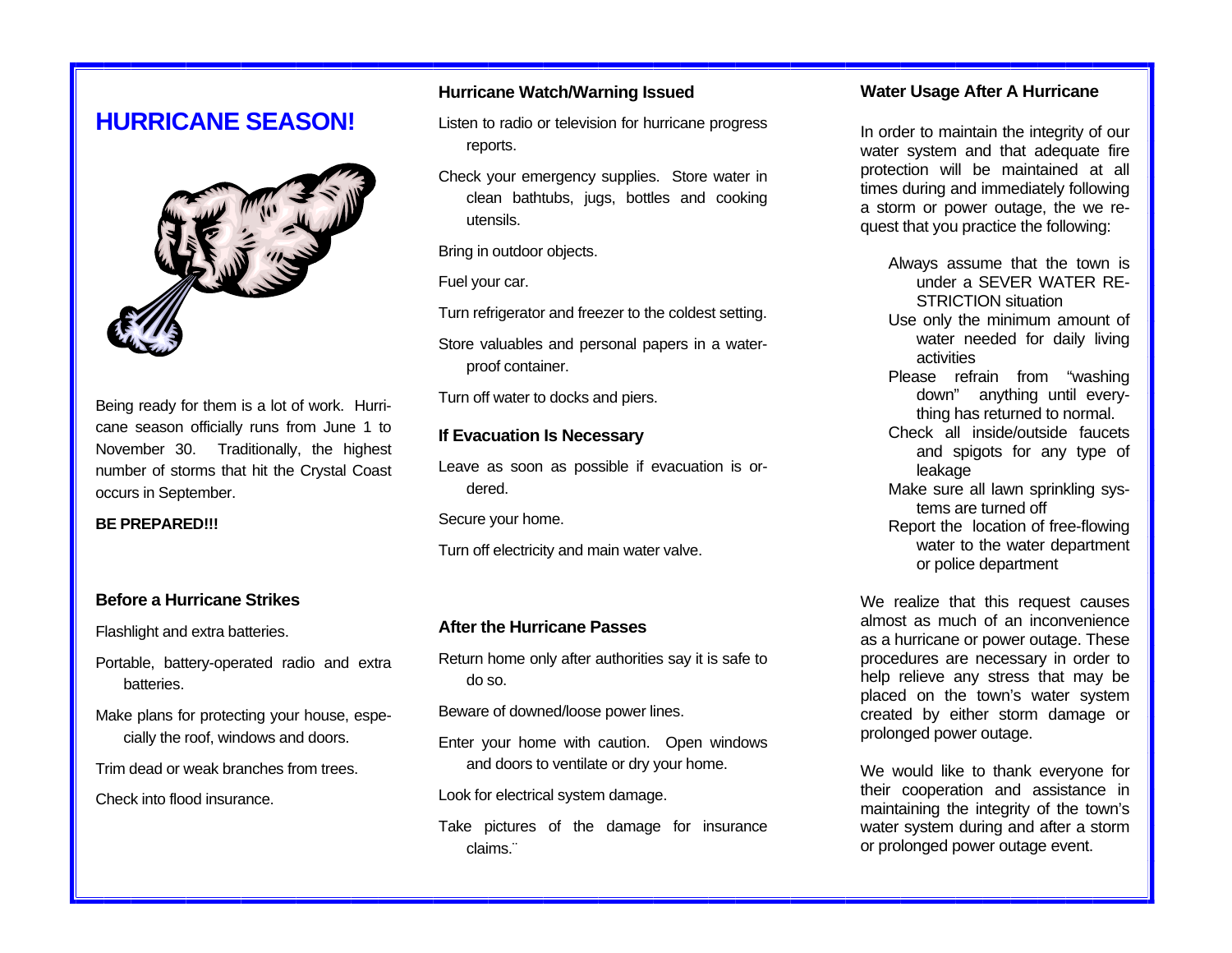# HURRICANE SEASON!

Being ready for them is a lot of work. Hurricane season officially runs from June 1 to November 30. Traditionally, the highest number of storms that hit the Crystal Coast occurs in September.

**BE PREPARED!!!**

### Before a Hurricane Strikes

Flashlight and extra batteries.

Portable, battery-operated radio and extra batteries.

Make plans for protecting your house, especially the roof, windows and doors.

Trim dead or weak branches from trees.

Check into flood insurance.

### Hurricane Watch/Warning Issued

Listen to radio or television for hurricane progress reports.

Check your emergency supplies. Store water in clean bathtubs, jugs, bottles and cooking utensils.

Bring in outdoor objects.

Fuel your car.

Turn refrigerator and freezer to the coldest setting.

Store valuables and personal papers in a waterproof container.

Turn off water to docks and piers.

### If Evacuation Is Necessary

Leave as soon as possible if evacuation is ordered.

Secure your home.

Turn off electricity and main water valve.

### After the Hurricane Passes

Return home only after authorities say it is safe to do so.

Beware of downed/loose power lines.

Enter your home with caution. Open windows and doors to ventilate or dry your home.

Look for electrical system damage.

Take pictures of the damage for insurance claims.¨

### Water Usage After A Hurricane

In order to maintain the integrity of our water system and that adequate fire protection will be maintained at all times during and immediately following a storm or power outage, the we request that you practice the following:

- Always assume that the town is under a SEVER WATER RESTRICTION situation
- Use only the minimum amount of water needed for daily living activities
- Please refrain from "washing down" anything until everything has returned to normal.
- Check all inside/outside faucets and spigots for any type of leakage
- Make sure all lawn sprinkling systems are turned off
- Report the location of free-flowing water to the water department or police department

We realize that this request causes almost as much of an inconvenience as a hurricane or power outage. These procedures are necessary in order to help relieve any stress that may be placed on the town's water system created by either storm damage or prolonged power outage.

We would like to thank everyone for their cooperation and assistance in maintaining the integrity of the town's water system during and after a storm or prolonged power outage event.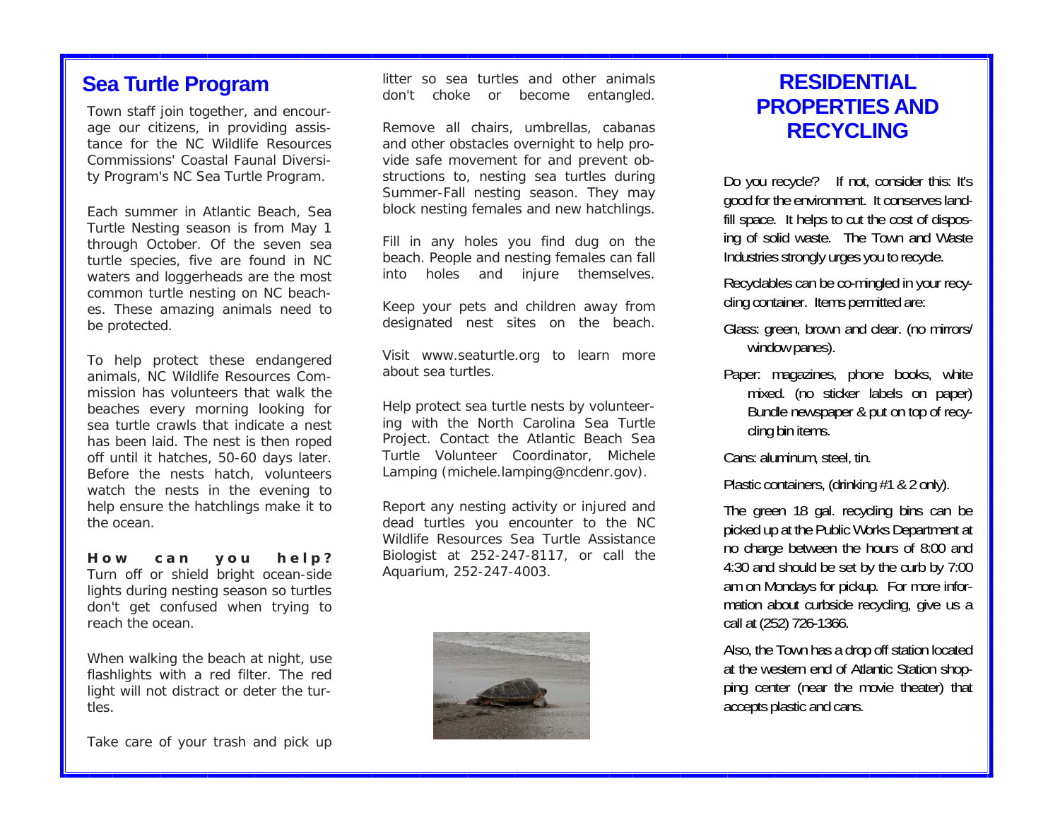## Sea Turtle Program

Town staff join together, and encourage our citizens, in providing assistance for the NC Wildlife Resources Commissions' Coastal Faunal Diversity Program's NC Sea Turtle Program.

Each summer in Atlantic Beach, Sea Turtle Nesting season is from May 1 through October. Of the seven sea turtle species, five are found in NC waters and loggerheads are the most common turtle nesting on NC beaches. These amazing animals need to be protected.

To help protect these endangered animals, NC Wildlife Resources Commission has volunteers that walk the beaches every morning looking for sea turtle crawls that indicate a nest has been laid. The nest is then roped off until it hatches, 50-60 days later. Before the nests hatch, volunteers watch the nests in the evening to help ensure the hatchlings make it to the ocean.

**How can you help?**
Turn off or shield bright ocean-side lights during nesting season so turtles don't get confused when trying to reach the ocean.

When walking the beach at night, use flashlights with a red filter. The red light will not distract or deter the turtles.

Take care of your trash and pick up litter so sea turtles and other animals don't choke or become entangled.

Remove all chairs, umbrellas, cabanas and other obstacles overnight to help provide safe movement for and prevent obstructions to, nesting sea turtles during Summer-Fall nesting season. They may block nesting females and new hatchlings.

Fill in any holes you find dug on the beach. People and nesting females can fall into holes and injure themselves.

Keep your pets and children away from designated nest sites on the beach.

Visit www.seaturtle.org to learn more about sea turtles.

Help protect sea turtle nests by volunteering with the North Carolina Sea Turtle Project. Contact the Atlantic Beach Sea Turtle Volunteer Coordinator, Michele Lamping (michele.lamping@ncdenr.gov).

Report any nesting activity or injured and dead turtles you encounter to the NC Wildlife Resources Sea Turtle Assistance Biologist at 252-247-8117, or call the Aquarium, 252-247-4003.

## RESIDENTIAL PROPERTIES AND RECYCLING

Do you recycle? If not, consider this: It's good for the environment. It conserves landfill space. It helps to cut the cost of disposing of solid waste. The Town and Waste Industries strongly urges you to recycle.

Recyclables can be co-mingled in your recycling container. Items permitted are:

Glass: green, brown and clear. (no mirrors/ window panes).

Paper: magazines, phone books, white mixed. (no sticker labels on paper) Bundle newspaper & put on top of recycling bin items.

Cans: aluminum, steel, tin.

Plastic containers, (drinking #1 & 2 only).

The green 18 gal. recycling bins can be picked up at the Public Works Department at no charge between the hours of 8:00 and 4:30 and should be set by the curb by 7:00 am on Mondays for pickup. For more information about curbside recycling, give us a call at (252) 726-1366.

Also, the Town has a drop off station located at the western end of Atlantic Station shopping center (near the movie theater) that accepts plastic and cans.